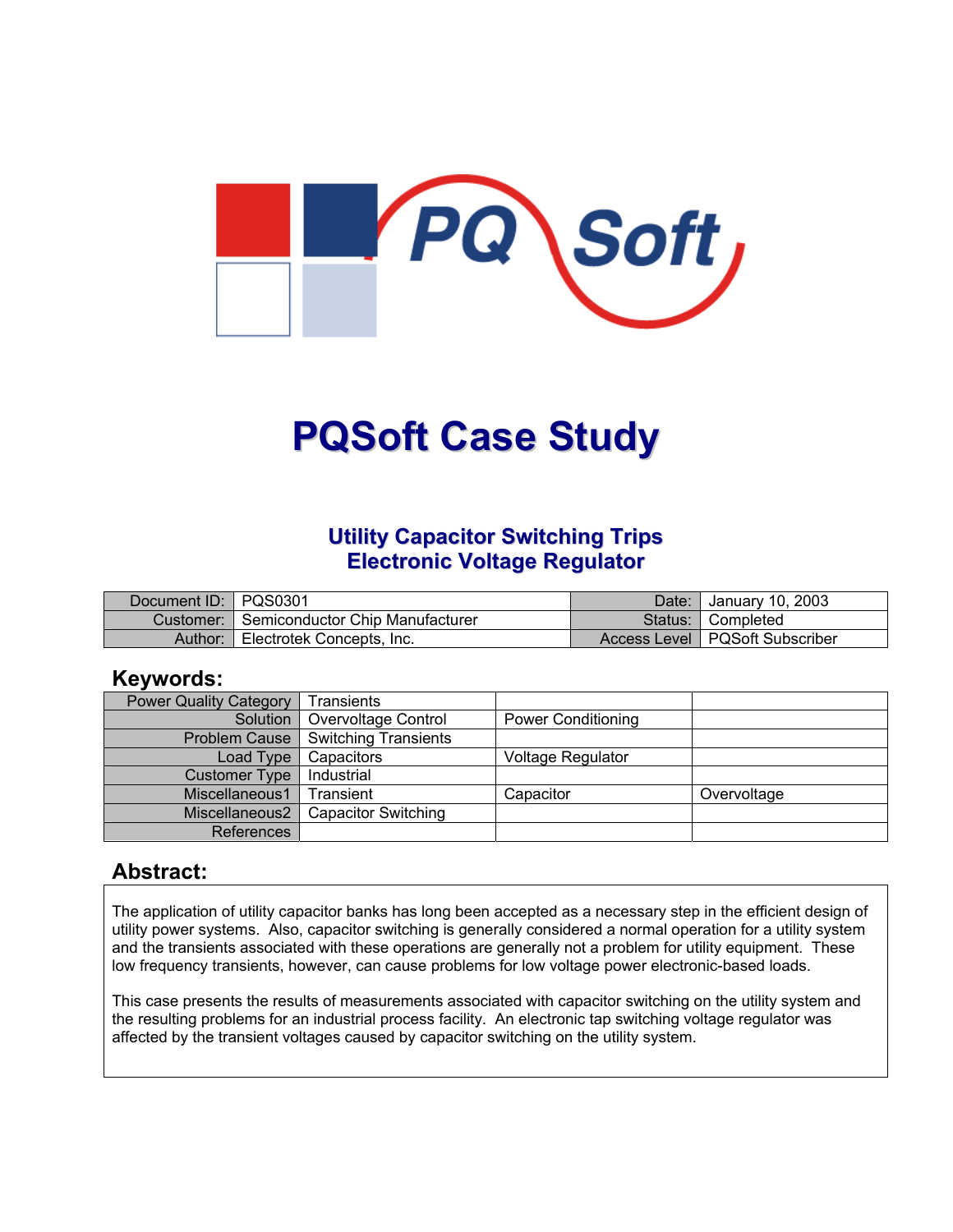# PQSoft Case Study

## Utility Capacitor Switching Trips Electronic Voltage Regulator

| Document ID: | PQS0301 | Date: | January 10, 2003 |
|---|---|---|---|
| Customer: | Semiconductor Chip Manufacturer | Status: | Completed |
| Author: | Electrotek Concepts, Inc. | Access Level | PQSoft Subscriber |

## Keywords:

| Power Quality Category | Transients | | |
|---|---|---|---|
| Solution | Overvoltage Control | Power Conditioning | |
| Problem Cause | Switching Transients | | |
| Load Type | Capacitors | Voltage Regulator | |
| Customer Type | Industrial | | |
| Miscellaneous1 | Transient | Capacitor | Overvoltage |
| Miscellaneous2 | Capacitor Switching | | |
| References | | | |

## Abstract:

The application of utility capacitor banks has long been accepted as a necessary step in the efficient design of utility power systems. Also, capacitor switching is generally considered a normal operation for a utility system and the transients associated with these operations are generally not a problem for utility equipment. These low frequency transients, however, can cause problems for low voltage power electronic-based loads.

This case presents the results of measurements associated with capacitor switching on the utility system and the resulting problems for an industrial process facility. An electronic tap switching voltage regulator was affected by the transient voltages caused by capacitor switching on the utility system.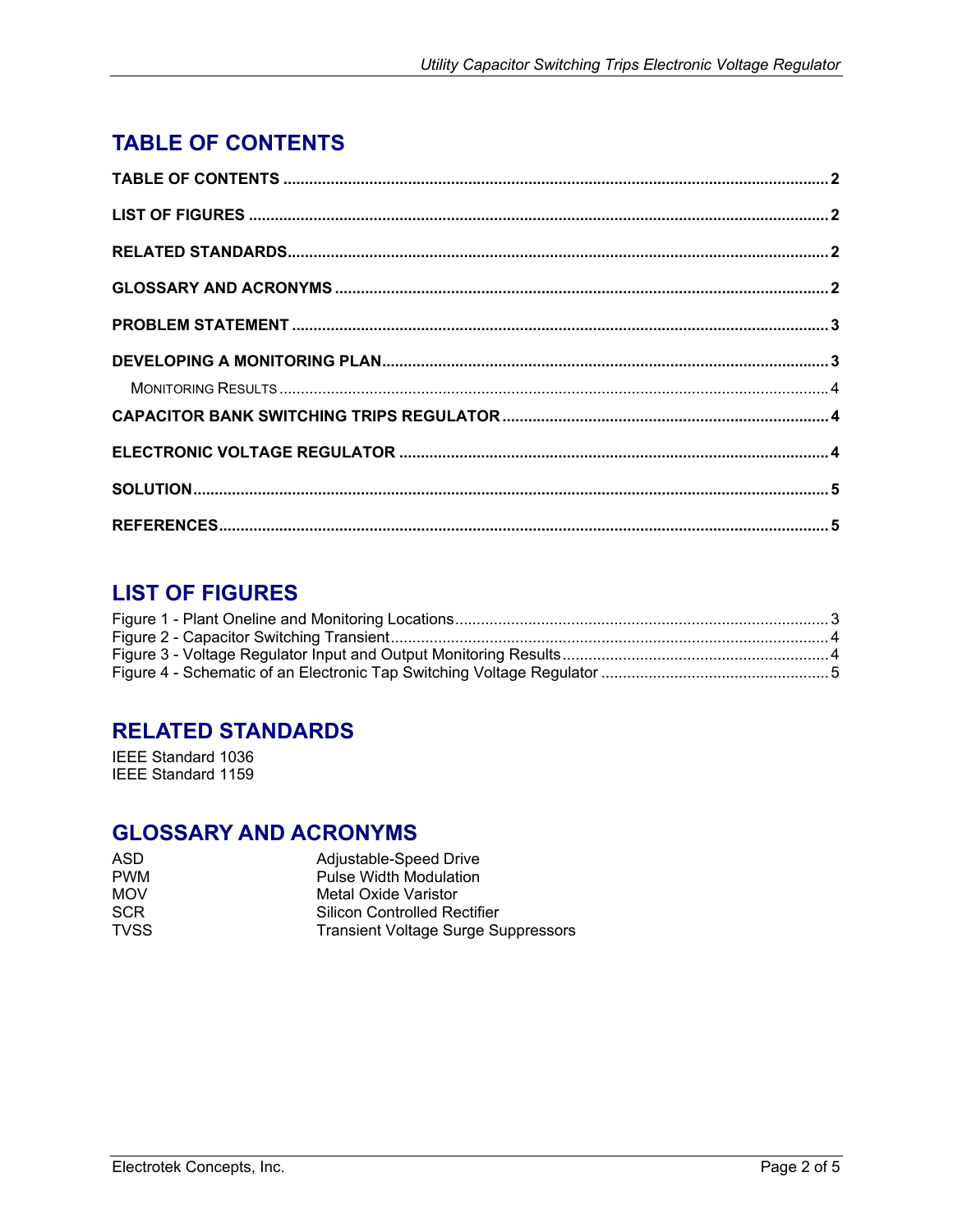## TABLE OF CONTENTS

**TABLE OF CONTENTS** .......... 2

**LIST OF FIGURES** .......... 2

**RELATED STANDARDS** .......... 2

**GLOSSARY AND ACRONYMS** .......... 2

**PROBLEM STATEMENT** .......... 3

**DEVELOPING A MONITORING PLAN** .......... 3

MONITORING RESULTS .......... 4

**CAPACITOR BANK SWITCHING TRIPS REGULATOR** .......... 4

**ELECTRONIC VOLTAGE REGULATOR** .......... 4

**SOLUTION** .......... 5

**REFERENCES** .......... 5

## LIST OF FIGURES

Figure 1 - Plant Oneline and Monitoring Locations .......... 3
Figure 2 - Capacitor Switching Transient .......... 4
Figure 3 - Voltage Regulator Input and Output Monitoring Results .......... 4
Figure 4 - Schematic of an Electronic Tap Switching Voltage Regulator .......... 5

## RELATED STANDARDS

IEEE Standard 1036
IEEE Standard 1159

## GLOSSARY AND ACRONYMS

| | |
|---|---|
| ASD | Adjustable-Speed Drive |
| PWM | Pulse Width Modulation |
| MOV | Metal Oxide Varistor |
| SCR | Silicon Controlled Rectifier |
| TVSS | Transient Voltage Surge Suppressors |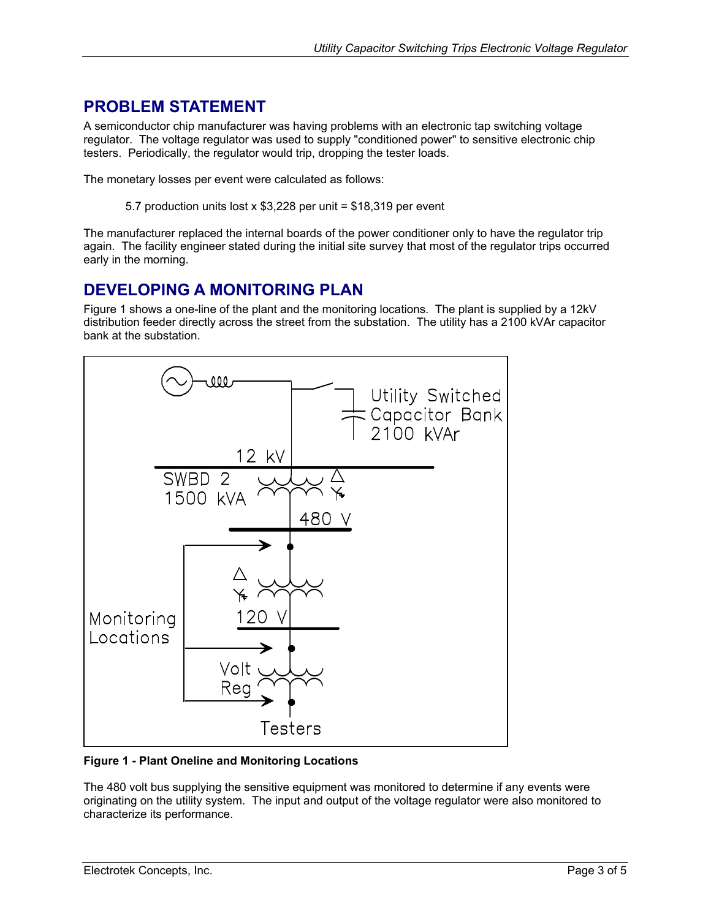## PROBLEM STATEMENT

A semiconductor chip manufacturer was having problems with an electronic tap switching voltage regulator. The voltage regulator was used to supply "conditioned power" to sensitive electronic chip testers. Periodically, the regulator would trip, dropping the tester loads.

The monetary losses per event were calculated as follows:

> 5.7 production units lost x $3,228 per unit = $18,319 per event

The manufacturer replaced the internal boards of the power conditioner only to have the regulator trip again. The facility engineer stated during the initial site survey that most of the regulator trips occurred early in the morning.

## DEVELOPING A MONITORING PLAN

Figure 1 shows a one-line of the plant and the monitoring locations. The plant is supplied by a 12kV distribution feeder directly across the street from the substation. The utility has a 2100 kVAr capacitor bank at the substation.

**Figure 1 - Plant Oneline and Monitoring Locations**

The 480 volt bus supplying the sensitive equipment was monitored to determine if any events were originating on the utility system. The input and output of the voltage regulator were also monitored to characterize its performance.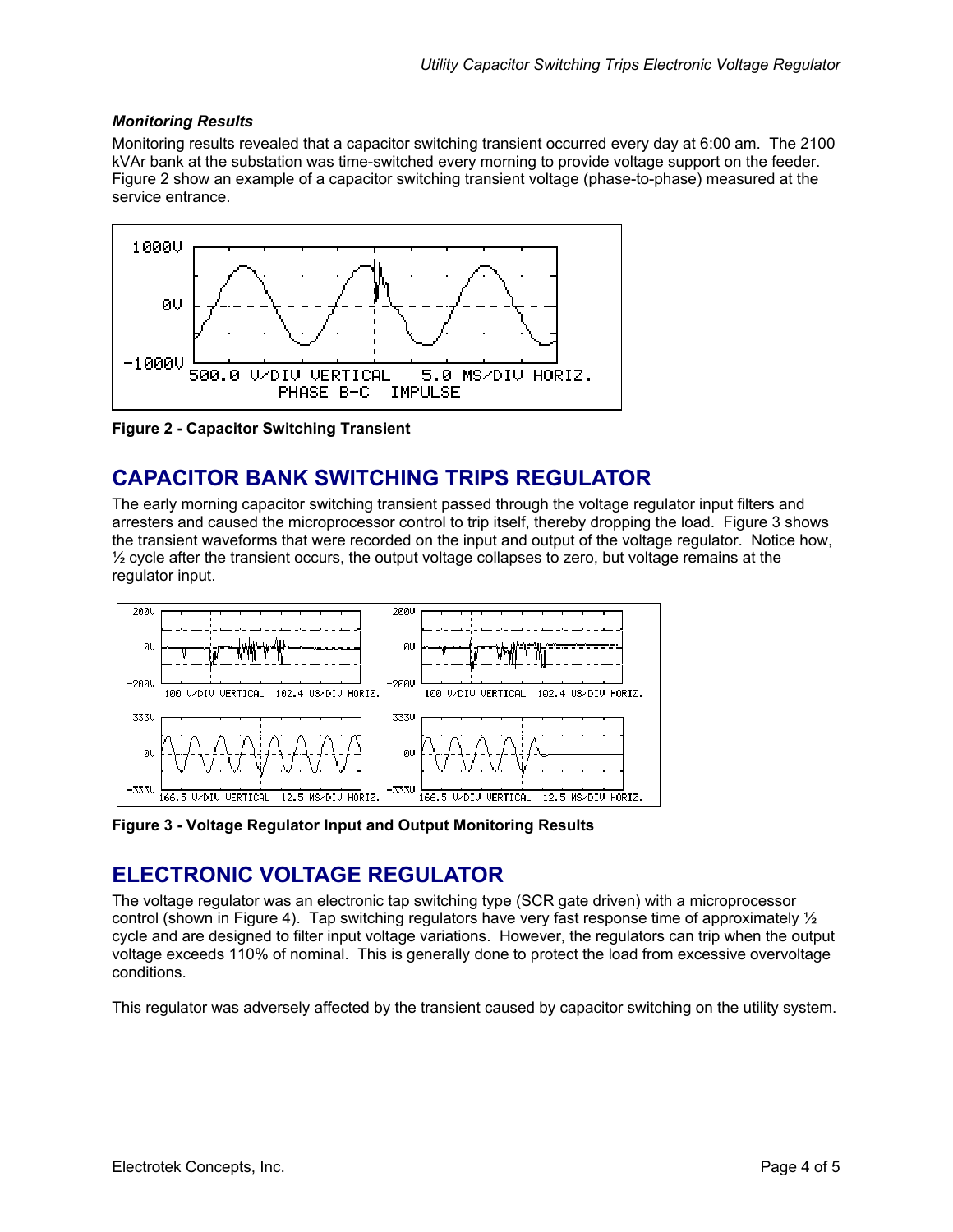### *Monitoring Results*

Monitoring results revealed that a capacitor switching transient occurred every day at 6:00 am. The 2100 kVAr bank at the substation was time-switched every morning to provide voltage support on the feeder. Figure 2 show an example of a capacitor switching transient voltage (phase-to-phase) measured at the service entrance.

**Figure 2 - Capacitor Switching Transient**

## CAPACITOR BANK SWITCHING TRIPS REGULATOR

The early morning capacitor switching transient passed through the voltage regulator input filters and arresters and caused the microprocessor control to trip itself, thereby dropping the load. Figure 3 shows the transient waveforms that were recorded on the input and output of the voltage regulator. Notice how, ½ cycle after the transient occurs, the output voltage collapses to zero, but voltage remains at the regulator input.

**Figure 3 - Voltage Regulator Input and Output Monitoring Results**

## ELECTRONIC VOLTAGE REGULATOR

The voltage regulator was an electronic tap switching type (SCR gate driven) with a microprocessor control (shown in Figure 4). Tap switching regulators have very fast response time of approximately ½ cycle and are designed to filter input voltage variations. However, the regulators can trip when the output voltage exceeds 110% of nominal. This is generally done to protect the load from excessive overvoltage conditions.

This regulator was adversely affected by the transient caused by capacitor switching on the utility system.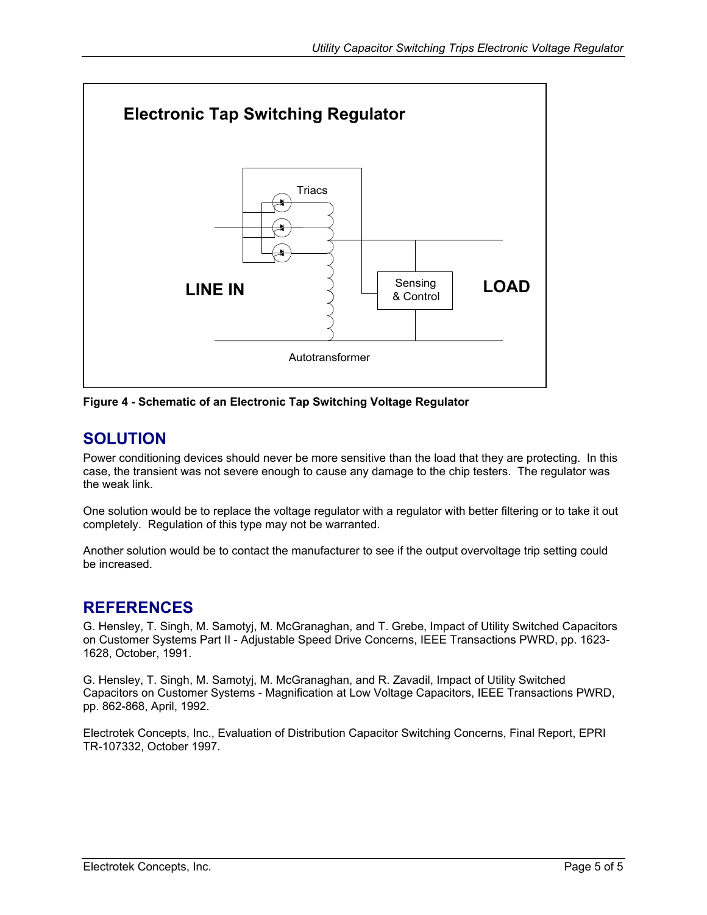Electronic Tap Switching Regulator

Triacs

LINE IN

Sensing & Control

LOAD

Autotransformer

**Figure 4 - Schematic of an Electronic Tap Switching Voltage Regulator**

## SOLUTION

Power conditioning devices should never be more sensitive than the load that they are protecting. In this case, the transient was not severe enough to cause any damage to the chip testers. The regulator was the weak link.

One solution would be to replace the voltage regulator with a regulator with better filtering or to take it out completely. Regulation of this type may not be warranted.

Another solution would be to contact the manufacturer to see if the output overvoltage trip setting could be increased.

## REFERENCES

G. Hensley, T. Singh, M. Samotyj, M. McGranaghan, and T. Grebe, Impact of Utility Switched Capacitors on Customer Systems Part II - Adjustable Speed Drive Concerns, IEEE Transactions PWRD, pp. 1623-1628, October, 1991.

G. Hensley, T. Singh, M. Samotyj, M. McGranaghan, and R. Zavadil, Impact of Utility Switched Capacitors on Customer Systems - Magnification at Low Voltage Capacitors, IEEE Transactions PWRD, pp. 862-868, April, 1992.

Electrotek Concepts, Inc., Evaluation of Distribution Capacitor Switching Concerns, Final Report, EPRI TR-107332, October 1997.